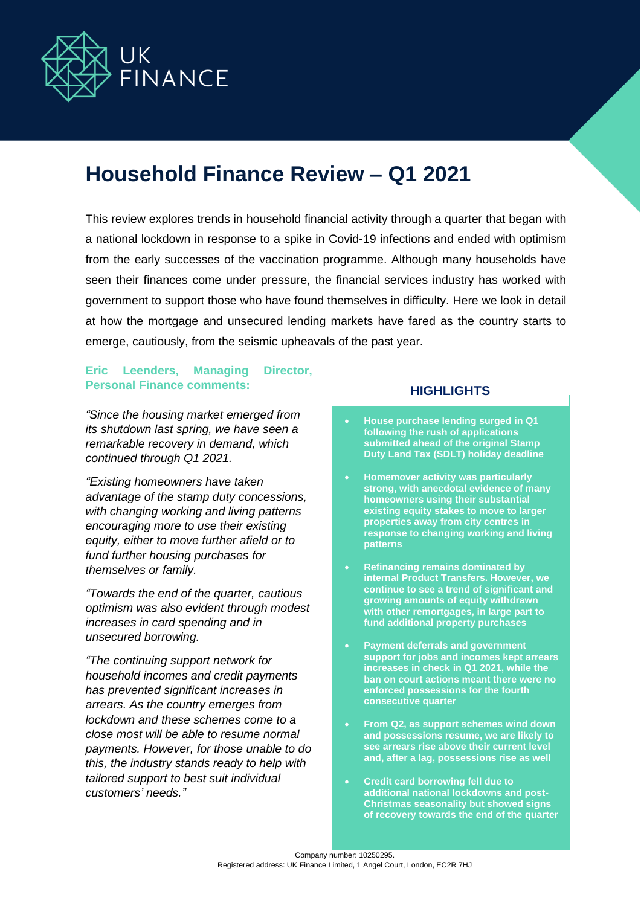UK FINANCE

# Household Finance Review – Q1 2021

This review explores trends in household financial activity through a quarter that began with a national lockdown in response to a spike in Covid-19 infections and ended with optimism from the early successes of the vaccination programme. Although many households have seen their finances come under pressure, the financial services industry has worked with government to support those who have found themselves in difficulty. Here we look in detail at how the mortgage and unsecured lending markets have fared as the country starts to emerge, cautiously, from the seismic upheavals of the past year.

**Eric Leenders, Managing Director, Personal Finance comments:**

*"Since the housing market emerged from its shutdown last spring, we have seen a remarkable recovery in demand, which continued through Q1 2021.*

*"Existing homeowners have taken advantage of the stamp duty concessions, with changing working and living patterns encouraging more to use their existing equity, either to move further afield or to fund further housing purchases for themselves or family.*

*"Towards the end of the quarter, cautious optimism was also evident through modest increases in card spending and in unsecured borrowing.*

*"The continuing support network for household incomes and credit payments has prevented significant increases in arrears. As the country emerges from lockdown and these schemes come to a close most will be able to resume normal payments. However, for those unable to do this, the industry stands ready to help with tailored support to best suit individual customers' needs."*

## HIGHLIGHTS

- **House purchase lending surged in Q1 following the rush of applications submitted ahead of the original Stamp Duty Land Tax (SDLT) holiday deadline**
- **Homemover activity was particularly strong, with anecdotal evidence of many homeowners using their substantial existing equity stakes to move to larger properties away from city centres in response to changing working and living patterns**
- **Refinancing remains dominated by internal Product Transfers. However, we continue to see a trend of significant and growing amounts of equity withdrawn with other remortgages, in large part to fund additional property purchases**
- **Payment deferrals and government support for jobs and incomes kept arrears increases in check in Q1 2021, while the ban on court actions meant there were no enforced possessions for the fourth consecutive quarter**
- **From Q2, as support schemes wind down and possessions resume, we are likely to see arrears rise above their current level and, after a lag, possessions rise as well**
- **Credit card borrowing fell due to additional national lockdowns and post-Christmas seasonality but showed signs of recovery towards the end of the quarter**

Company number: 10250295.
Registered address: UK Finance Limited, 1 Angel Court, London, EC2R 7HJ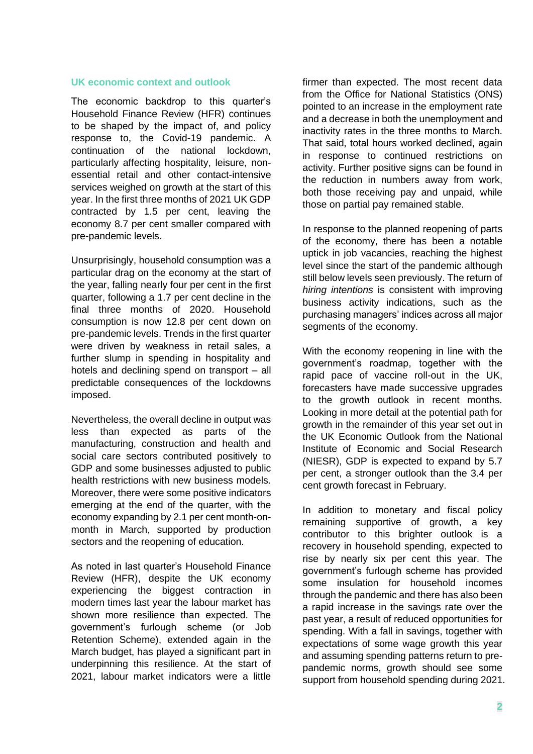## UK economic context and outlook

The economic backdrop to this quarter's Household Finance Review (HFR) continues to be shaped by the impact of, and policy response to, the Covid-19 pandemic. A continuation of the national lockdown, particularly affecting hospitality, leisure, non-essential retail and other contact-intensive services weighed on growth at the start of this year. In the first three months of 2021 UK GDP contracted by 1.5 per cent, leaving the economy 8.7 per cent smaller compared with pre-pandemic levels.

Unsurprisingly, household consumption was a particular drag on the economy at the start of the year, falling nearly four per cent in the first quarter, following a 1.7 per cent decline in the final three months of 2020. Household consumption is now 12.8 per cent down on pre-pandemic levels. Trends in the first quarter were driven by weakness in retail sales, a further slump in spending in hospitality and hotels and declining spend on transport – all predictable consequences of the lockdowns imposed.

Nevertheless, the overall decline in output was less than expected as parts of the manufacturing, construction and health and social care sectors contributed positively to GDP and some businesses adjusted to public health restrictions with new business models. Moreover, there were some positive indicators emerging at the end of the quarter, with the economy expanding by 2.1 per cent month-on-month in March, supported by production sectors and the reopening of education.

As noted in last quarter's Household Finance Review (HFR), despite the UK economy experiencing the biggest contraction in modern times last year the labour market has shown more resilience than expected. The government's furlough scheme (or Job Retention Scheme), extended again in the March budget, has played a significant part in underpinning this resilience. At the start of 2021, labour market indicators were a little firmer than expected. The most recent data from the Office for National Statistics (ONS) pointed to an increase in the employment rate and a decrease in both the unemployment and inactivity rates in the three months to March. That said, total hours worked declined, again in response to continued restrictions on activity. Further positive signs can be found in the reduction in numbers away from work, both those receiving pay and unpaid, while those on partial pay remained stable.

In response to the planned reopening of parts of the economy, there has been a notable uptick in job vacancies, reaching the highest level since the start of the pandemic although still below levels seen previously. The return of *hiring intentions* is consistent with improving business activity indications, such as the purchasing managers' indices across all major segments of the economy.

With the economy reopening in line with the government's roadmap, together with the rapid pace of vaccine roll-out in the UK, forecasters have made successive upgrades to the growth outlook in recent months. Looking in more detail at the potential path for growth in the remainder of this year set out in the UK Economic Outlook from the National Institute of Economic and Social Research (NIESR), GDP is expected to expand by 5.7 per cent, a stronger outlook than the 3.4 per cent growth forecast in February.

In addition to monetary and fiscal policy remaining supportive of growth, a key contributor to this brighter outlook is a recovery in household spending, expected to rise by nearly six per cent this year. The government's furlough scheme has provided some insulation for household incomes through the pandemic and there has also been a rapid increase in the savings rate over the past year, a result of reduced opportunities for spending. With a fall in savings, together with expectations of some wage growth this year and assuming spending patterns return to pre-pandemic norms, growth should see some support from household spending during 2021.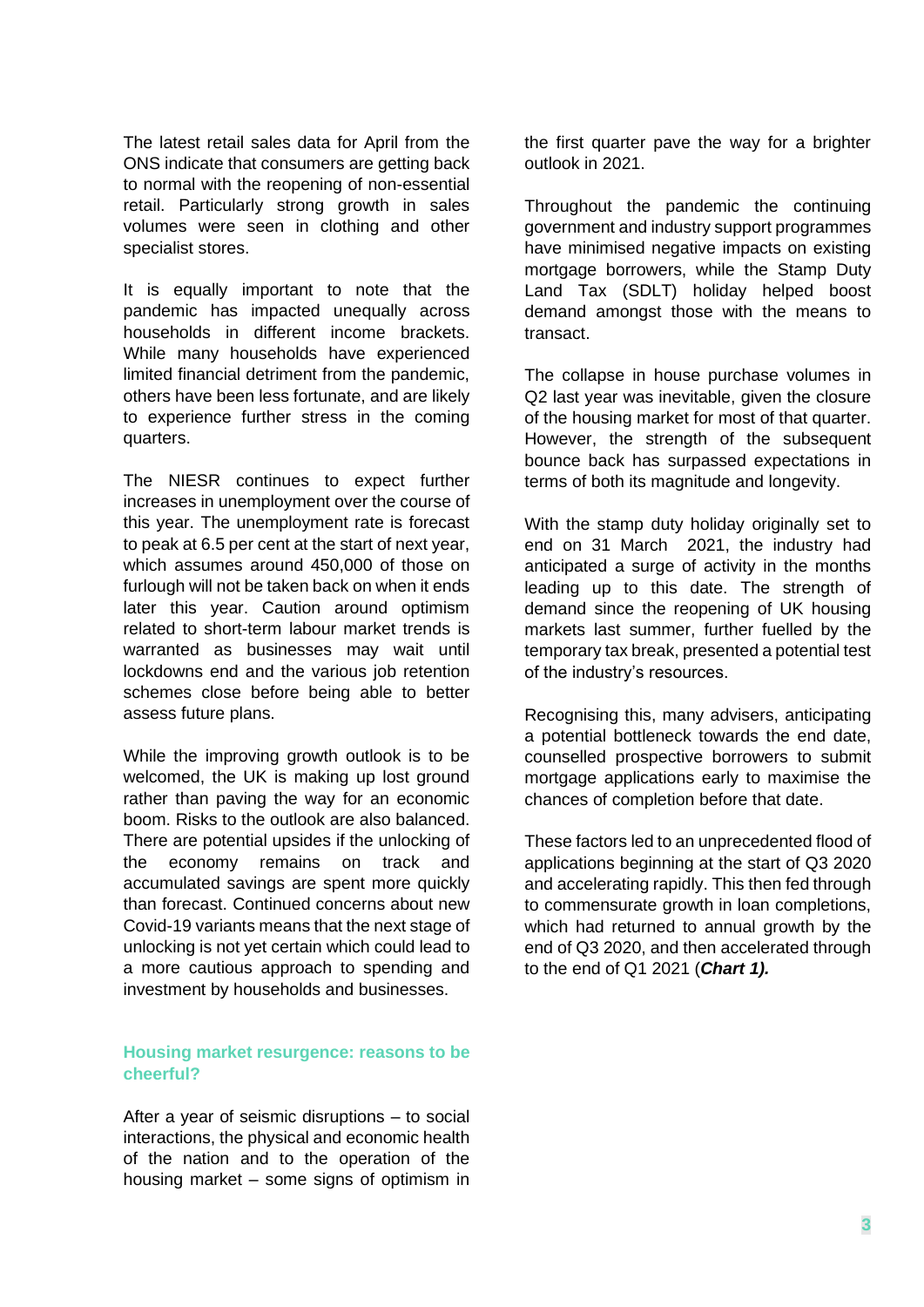The latest retail sales data for April from the ONS indicate that consumers are getting back to normal with the reopening of non-essential retail. Particularly strong growth in sales volumes were seen in clothing and other specialist stores.

It is equally important to note that the pandemic has impacted unequally across households in different income brackets. While many households have experienced limited financial detriment from the pandemic, others have been less fortunate, and are likely to experience further stress in the coming quarters.

The NIESR continues to expect further increases in unemployment over the course of this year. The unemployment rate is forecast to peak at 6.5 per cent at the start of next year, which assumes around 450,000 of those on furlough will not be taken back on when it ends later this year. Caution around optimism related to short-term labour market trends is warranted as businesses may wait until lockdowns end and the various job retention schemes close before being able to better assess future plans.

While the improving growth outlook is to be welcomed, the UK is making up lost ground rather than paving the way for an economic boom. Risks to the outlook are also balanced. There are potential upsides if the unlocking of the economy remains on track and accumulated savings are spent more quickly than forecast. Continued concerns about new Covid-19 variants means that the next stage of unlocking is not yet certain which could lead to a more cautious approach to spending and investment by households and businesses.

## Housing market resurgence: reasons to be cheerful?

After a year of seismic disruptions – to social interactions, the physical and economic health of the nation and to the operation of the housing market – some signs of optimism in the first quarter pave the way for a brighter outlook in 2021.

Throughout the pandemic the continuing government and industry support programmes have minimised negative impacts on existing mortgage borrowers, while the Stamp Duty Land Tax (SDLT) holiday helped boost demand amongst those with the means to transact.

The collapse in house purchase volumes in Q2 last year was inevitable, given the closure of the housing market for most of that quarter. However, the strength of the subsequent bounce back has surpassed expectations in terms of both its magnitude and longevity.

With the stamp duty holiday originally set to end on 31 March 2021, the industry had anticipated a surge of activity in the months leading up to this date. The strength of demand since the reopening of UK housing markets last summer, further fuelled by the temporary tax break, presented a potential test of the industry's resources.

Recognising this, many advisers, anticipating a potential bottleneck towards the end date, counselled prospective borrowers to submit mortgage applications early to maximise the chances of completion before that date.

These factors led to an unprecedented flood of applications beginning at the start of Q3 2020 and accelerating rapidly. This then fed through to commensurate growth in loan completions, which had returned to annual growth by the end of Q3 2020, and then accelerated through to the end of Q1 2021 (***Chart 1).***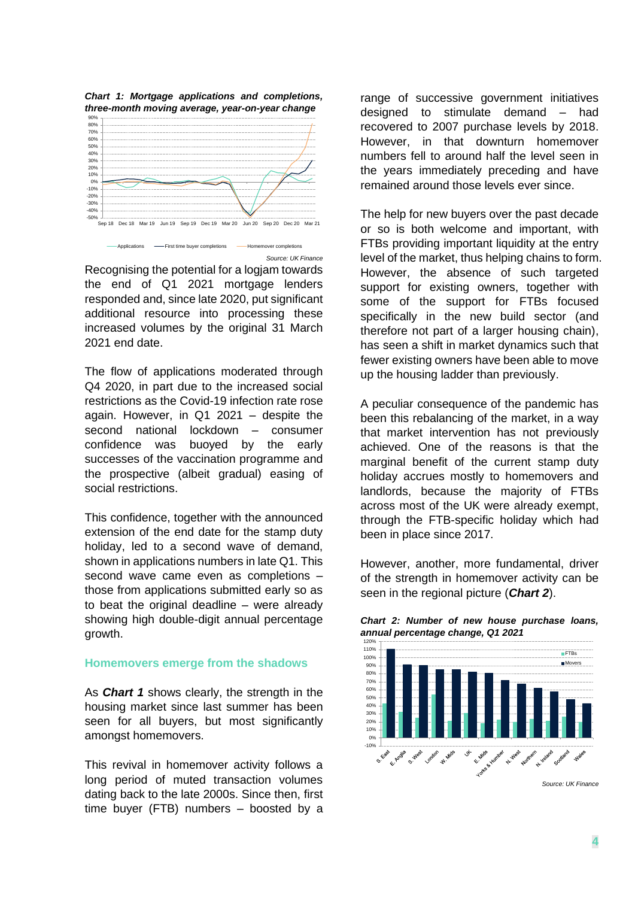*Chart 1: Mortgage applications and completions, three-month moving average, year-on-year change*

*Source: UK Finance*

Recognising the potential for a logjam towards the end of Q1 2021 mortgage lenders responded and, since late 2020, put significant additional resource into processing these increased volumes by the original 31 March 2021 end date.

The flow of applications moderated through Q4 2020, in part due to the increased social restrictions as the Covid-19 infection rate rose again. However, in Q1 2021 – despite the second national lockdown – consumer confidence was buoyed by the early successes of the vaccination programme and the prospective (albeit gradual) easing of social restrictions.

This confidence, together with the announced extension of the end date for the stamp duty holiday, led to a second wave of demand, shown in applications numbers in late Q1. This second wave came even as completions – those from applications submitted early so as to beat the original deadline – were already showing high double-digit annual percentage growth.

## Homemovers emerge from the shadows

As ***Chart 1*** shows clearly, the strength in the housing market since last summer has been seen for all buyers, but most significantly amongst homemovers.

This revival in homemover activity follows a long period of muted transaction volumes dating back to the late 2000s. Since then, first time buyer (FTB) numbers – boosted by a range of successive government initiatives designed to stimulate demand – had recovered to 2007 purchase levels by 2018. However, in that downturn homemover numbers fell to around half the level seen in the years immediately preceding and have remained around those levels ever since.

The help for new buyers over the past decade or so is both welcome and important, with FTBs providing important liquidity at the entry level of the market, thus helping chains to form. However, the absence of such targeted support for existing owners, together with some of the support for FTBs focused specifically in the new build sector (and therefore not part of a larger housing chain), has seen a shift in market dynamics such that fewer existing owners have been able to move up the housing ladder than previously.

A peculiar consequence of the pandemic has been this rebalancing of the market, in a way that market intervention has not previously achieved. One of the reasons is that the marginal benefit of the current stamp duty holiday accrues mostly to homemovers and landlords, because the majority of FTBs across most of the UK were already exempt, through the FTB-specific holiday which had been in place since 2017.

However, another, more fundamental, driver of the strength in homemover activity can be seen in the regional picture (***Chart 2***).

*Chart 2: Number of new house purchase loans, annual percentage change, Q1 2021*

*Source: UK Finance*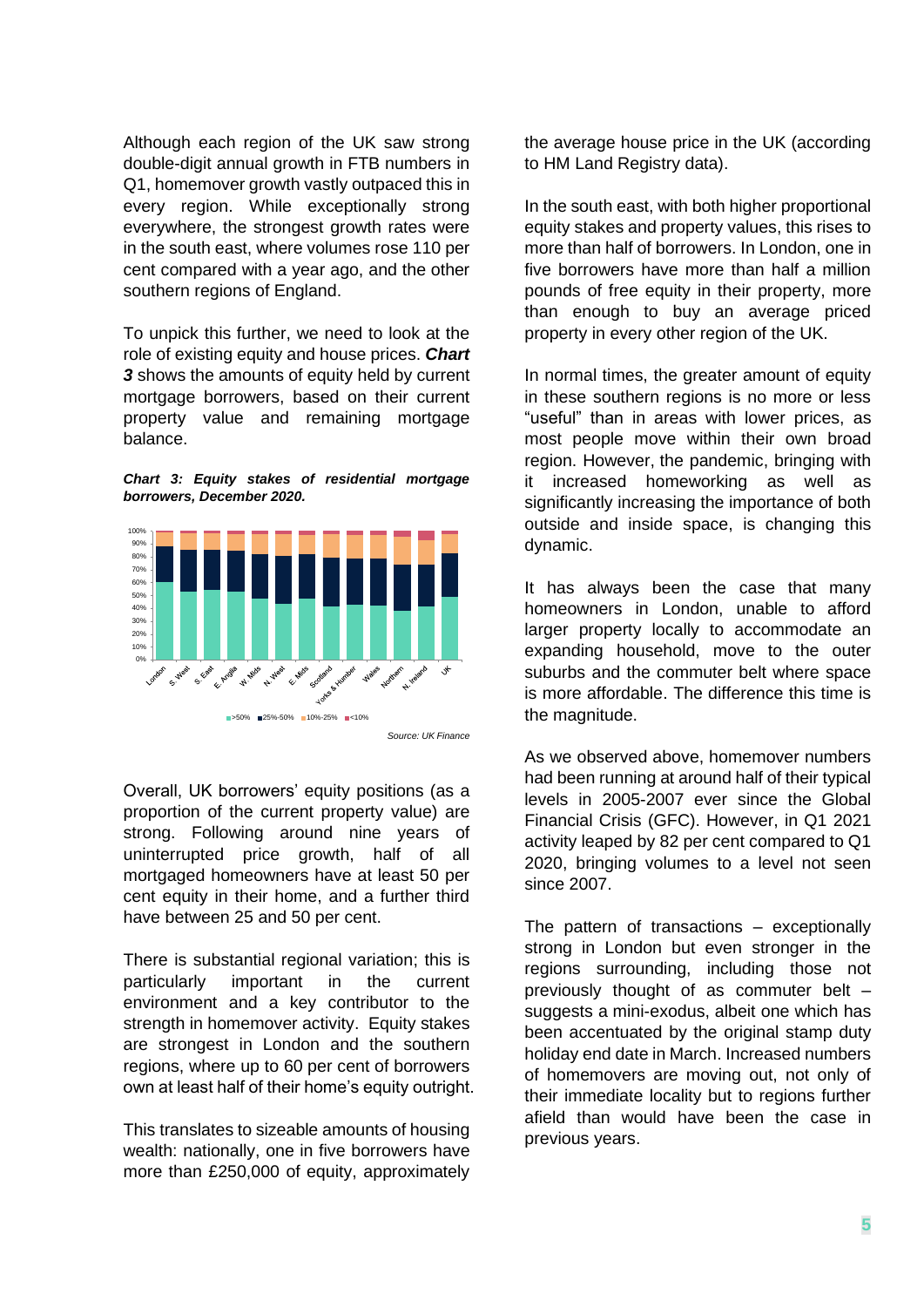Although each region of the UK saw strong double-digit annual growth in FTB numbers in Q1, homemover growth vastly outpaced this in every region. While exceptionally strong everywhere, the strongest growth rates were in the south east, where volumes rose 110 per cent compared with a year ago, and the other southern regions of England.

To unpick this further, we need to look at the role of existing equity and house prices. ***Chart 3*** shows the amounts of equity held by current mortgage borrowers, based on their current property value and remaining mortgage balance.

***Chart 3: Equity stakes of residential mortgage borrowers, December 2020.***

*Source: UK Finance*

Overall, UK borrowers' equity positions (as a proportion of the current property value) are strong. Following around nine years of uninterrupted price growth, half of all mortgaged homeowners have at least 50 per cent equity in their home, and a further third have between 25 and 50 per cent.

There is substantial regional variation; this is particularly important in the current environment and a key contributor to the strength in homemover activity. Equity stakes are strongest in London and the southern regions, where up to 60 per cent of borrowers own at least half of their home's equity outright.

This translates to sizeable amounts of housing wealth: nationally, one in five borrowers have more than £250,000 of equity, approximately the average house price in the UK (according to HM Land Registry data).

In the south east, with both higher proportional equity stakes and property values, this rises to more than half of borrowers. In London, one in five borrowers have more than half a million pounds of free equity in their property, more than enough to buy an average priced property in every other region of the UK.

In normal times, the greater amount of equity in these southern regions is no more or less "useful" than in areas with lower prices, as most people move within their own broad region. However, the pandemic, bringing with it increased homeworking as well as significantly increasing the importance of both outside and inside space, is changing this dynamic.

It has always been the case that many homeowners in London, unable to afford larger property locally to accommodate an expanding household, move to the outer suburbs and the commuter belt where space is more affordable. The difference this time is the magnitude.

As we observed above, homemover numbers had been running at around half of their typical levels in 2005-2007 ever since the Global Financial Crisis (GFC). However, in Q1 2021 activity leaped by 82 per cent compared to Q1 2020, bringing volumes to a level not seen since 2007.

The pattern of transactions – exceptionally strong in London but even stronger in the regions surrounding, including those not previously thought of as commuter belt – suggests a mini-exodus, albeit one which has been accentuated by the original stamp duty holiday end date in March. Increased numbers of homemovers are moving out, not only of their immediate locality but to regions further afield than would have been the case in previous years.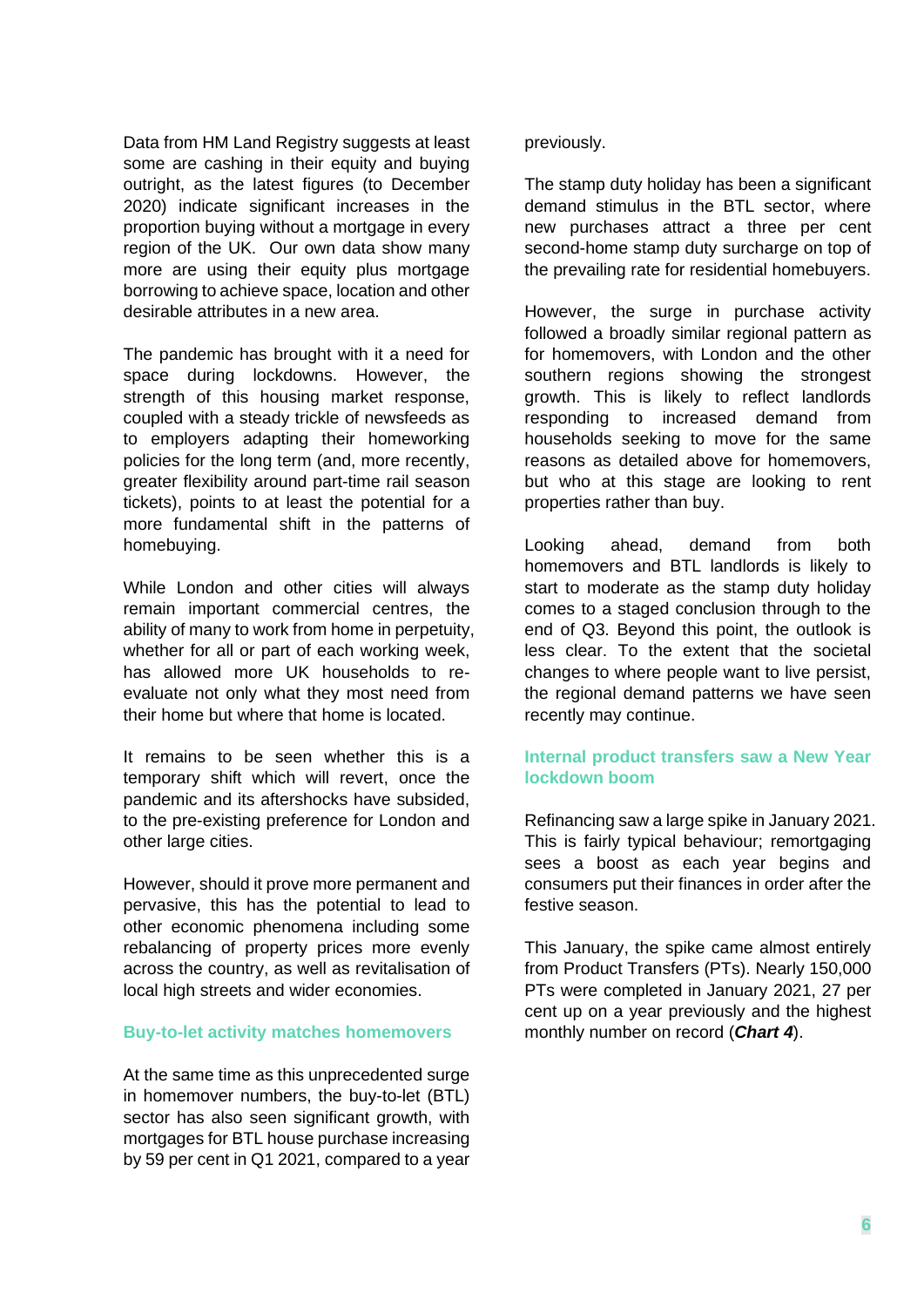Data from HM Land Registry suggests at least some are cashing in their equity and buying outright, as the latest figures (to December 2020) indicate significant increases in the proportion buying without a mortgage in every region of the UK. Our own data show many more are using their equity plus mortgage borrowing to achieve space, location and other desirable attributes in a new area.

The pandemic has brought with it a need for space during lockdowns. However, the strength of this housing market response, coupled with a steady trickle of newsfeeds as to employers adapting their homeworking policies for the long term (and, more recently, greater flexibility around part-time rail season tickets), points to at least the potential for a more fundamental shift in the patterns of homebuying.

While London and other cities will always remain important commercial centres, the ability of many to work from home in perpetuity, whether for all or part of each working week, has allowed more UK households to re-evaluate not only what they most need from their home but where that home is located.

It remains to be seen whether this is a temporary shift which will revert, once the pandemic and its aftershocks have subsided, to the pre-existing preference for London and other large cities.

However, should it prove more permanent and pervasive, this has the potential to lead to other economic phenomena including some rebalancing of property prices more evenly across the country, as well as revitalisation of local high streets and wider economies.

## Buy-to-let activity matches homemovers

At the same time as this unprecedented surge in homemover numbers, the buy-to-let (BTL) sector has also seen significant growth, with mortgages for BTL house purchase increasing by 59 per cent in Q1 2021, compared to a year previously.

The stamp duty holiday has been a significant demand stimulus in the BTL sector, where new purchases attract a three per cent second-home stamp duty surcharge on top of the prevailing rate for residential homebuyers.

However, the surge in purchase activity followed a broadly similar regional pattern as for homemovers, with London and the other southern regions showing the strongest growth. This is likely to reflect landlords responding to increased demand from households seeking to move for the same reasons as detailed above for homemovers, but who at this stage are looking to rent properties rather than buy.

Looking ahead, demand from both homemovers and BTL landlords is likely to start to moderate as the stamp duty holiday comes to a staged conclusion through to the end of Q3. Beyond this point, the outlook is less clear. To the extent that the societal changes to where people want to live persist, the regional demand patterns we have seen recently may continue.

## Internal product transfers saw a New Year lockdown boom

Refinancing saw a large spike in January 2021. This is fairly typical behaviour; remortgaging sees a boost as each year begins and consumers put their finances in order after the festive season.

This January, the spike came almost entirely from Product Transfers (PTs). Nearly 150,000 PTs were completed in January 2021, 27 per cent up on a year previously and the highest monthly number on record (***Chart 4***).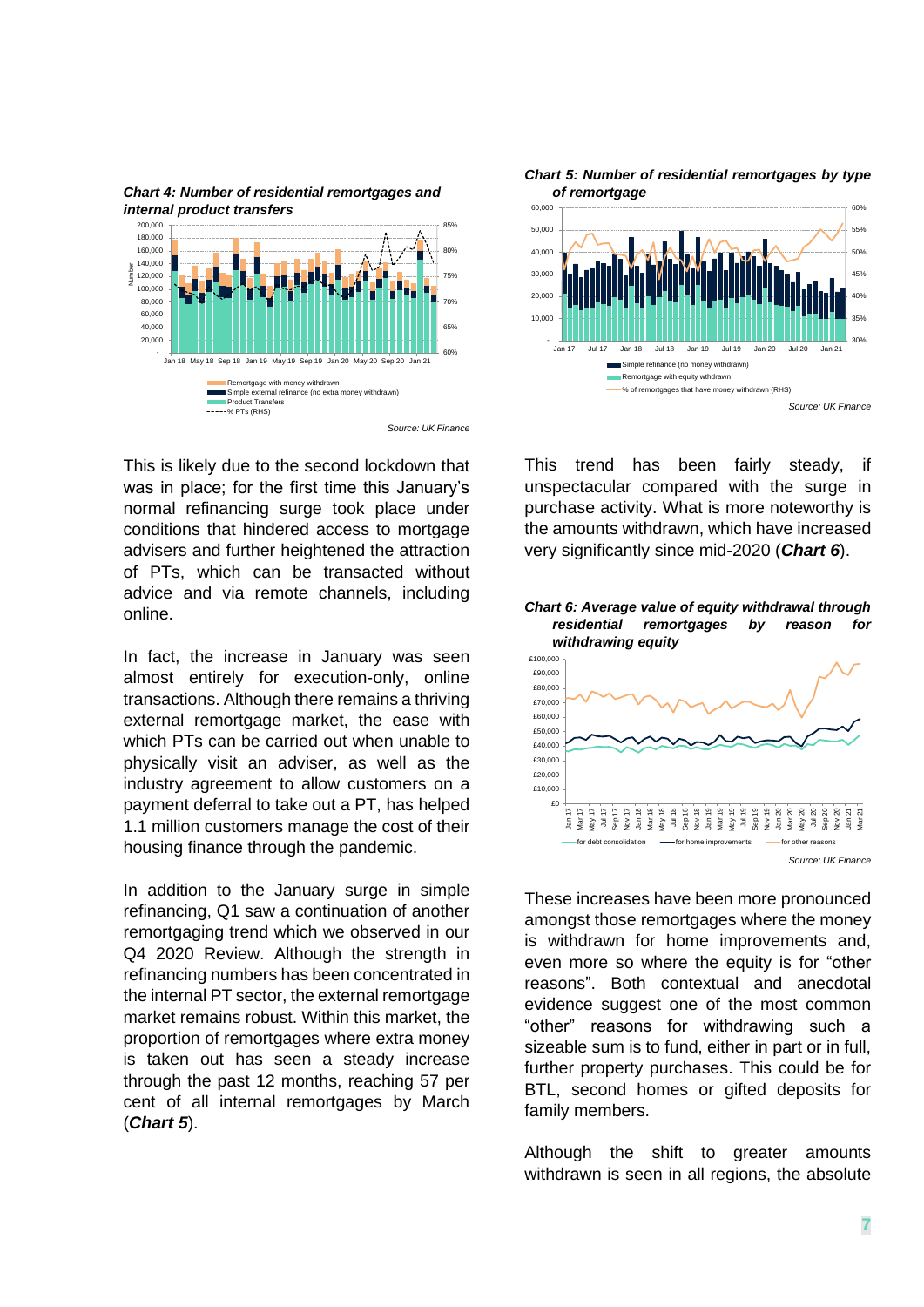***Chart 4: Number of residential remortgages and internal product transfers***

Source: UK Finance

This is likely due to the second lockdown that was in place; for the first time this January's normal refinancing surge took place under conditions that hindered access to mortgage advisers and further heightened the attraction of PTs, which can be transacted without advice and via remote channels, including online.

In fact, the increase in January was seen almost entirely for execution-only, online transactions. Although there remains a thriving external remortgage market, the ease with which PTs can be carried out when unable to physically visit an adviser, as well as the industry agreement to allow customers on a payment deferral to take out a PT, has helped 1.1 million customers manage the cost of their housing finance through the pandemic.

In addition to the January surge in simple refinancing, Q1 saw a continuation of another remortgaging trend which we observed in our Q4 2020 Review. Although the strength in refinancing numbers has been concentrated in the internal PT sector, the external remortgage market remains robust. Within this market, the proportion of remortgages where extra money is taken out has seen a steady increase through the past 12 months, reaching 57 per cent of all internal remortgages by March (***Chart 5***).

***Chart 5: Number of residential remortgages by type of remortgage***

Source: UK Finance

This trend has been fairly steady, if unspectacular compared with the surge in purchase activity. What is more noteworthy is the amounts withdrawn, which have increased very significantly since mid-2020 (***Chart 6***).

***Chart 6: Average value of equity withdrawal through residential remortgages by reason for withdrawing equity***

Source: UK Finance

These increases have been more pronounced amongst those remortgages where the money is withdrawn for home improvements and, even more so where the equity is for "other reasons". Both contextual and anecdotal evidence suggest one of the most common "other" reasons for withdrawing such a sizeable sum is to fund, either in part or in full, further property purchases. This could be for BTL, second homes or gifted deposits for family members.

Although the shift to greater amounts withdrawn is seen in all regions, the absolute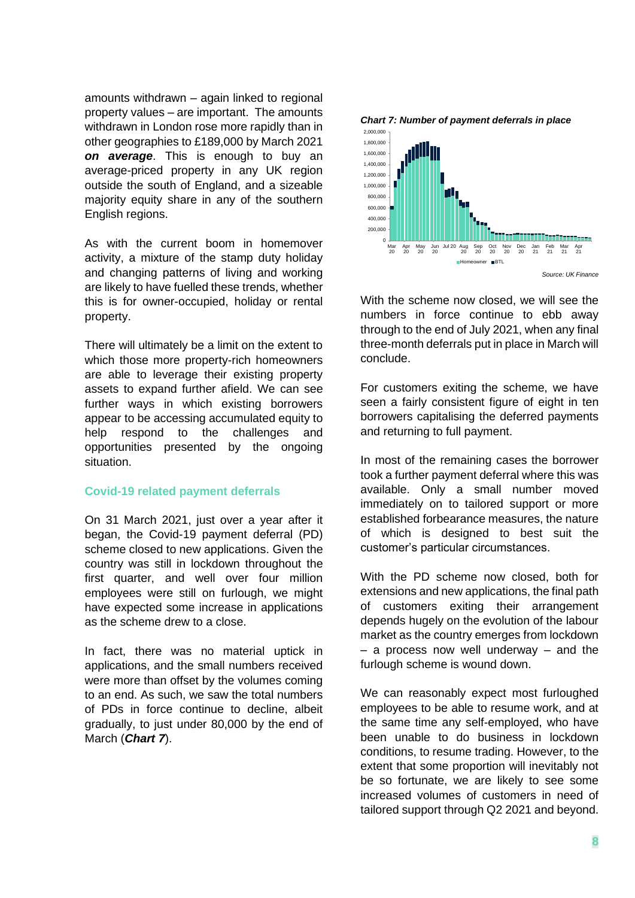amounts withdrawn – again linked to regional property values – are important. The amounts withdrawn in London rose more rapidly than in other geographies to £189,000 by March 2021 ***on average***. This is enough to buy an average-priced property in any UK region outside the south of England, and a sizeable majority equity share in any of the southern English regions.

As with the current boom in homemover activity, a mixture of the stamp duty holiday and changing patterns of living and working are likely to have fuelled these trends, whether this is for owner-occupied, holiday or rental property.

There will ultimately be a limit on the extent to which those more property-rich homeowners are able to leverage their existing property assets to expand further afield. We can see further ways in which existing borrowers appear to be accessing accumulated equity to help respond to the challenges and opportunities presented by the ongoing situation.

## Covid-19 related payment deferrals

On 31 March 2021, just over a year after it began, the Covid-19 payment deferral (PD) scheme closed to new applications. Given the country was still in lockdown throughout the first quarter, and well over four million employees were still on furlough, we might have expected some increase in applications as the scheme drew to a close.

In fact, there was no material uptick in applications, and the small numbers received were more than offset by the volumes coming to an end. As such, we saw the total numbers of PDs in force continue to decline, albeit gradually, to just under 80,000 by the end of March (***Chart 7***).

***Chart 7: Number of payment deferrals in place***

*Source: UK Finance*

With the scheme now closed, we will see the numbers in force continue to ebb away through to the end of July 2021, when any final three-month deferrals put in place in March will conclude.

For customers exiting the scheme, we have seen a fairly consistent figure of eight in ten borrowers capitalising the deferred payments and returning to full payment.

In most of the remaining cases the borrower took a further payment deferral where this was available. Only a small number moved immediately on to tailored support or more established forbearance measures, the nature of which is designed to best suit the customer's particular circumstances.

With the PD scheme now closed, both for extensions and new applications, the final path of customers exiting their arrangement depends hugely on the evolution of the labour market as the country emerges from lockdown – a process now well underway – and the furlough scheme is wound down.

We can reasonably expect most furloughed employees to be able to resume work, and at the same time any self-employed, who have been unable to do business in lockdown conditions, to resume trading. However, to the extent that some proportion will inevitably not be so fortunate, we are likely to see some increased volumes of customers in need of tailored support through Q2 2021 and beyond.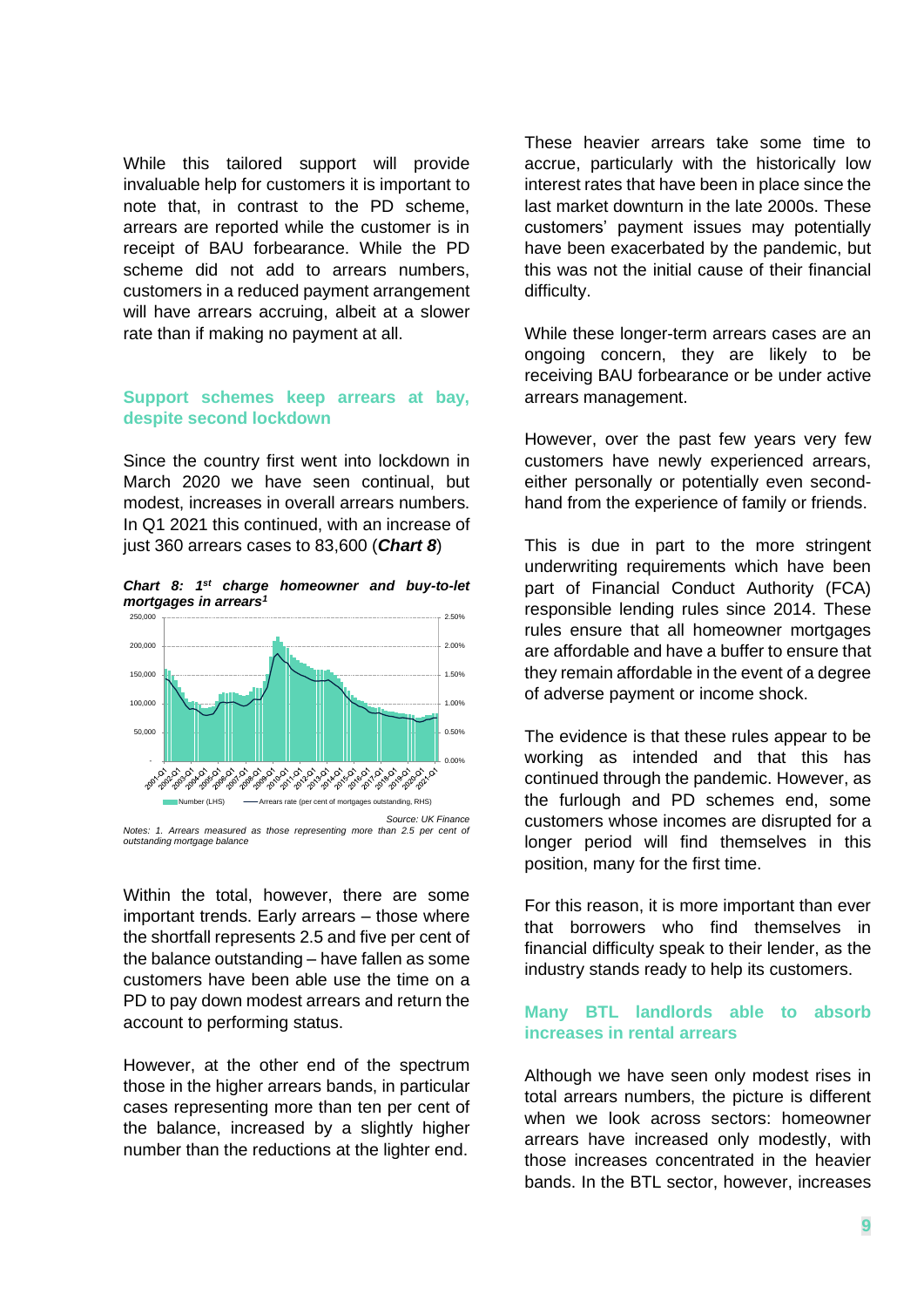While this tailored support will provide invaluable help for customers it is important to note that, in contrast to the PD scheme, arrears are reported while the customer is in receipt of BAU forbearance. While the PD scheme did not add to arrears numbers, customers in a reduced payment arrangement will have arrears accruing, albeit at a slower rate than if making no payment at all.

### Support schemes keep arrears at bay, despite second lockdown

Since the country first went into lockdown in March 2020 we have seen continual, but modest, increases in overall arrears numbers. In Q1 2021 this continued, with an increase of just 360 arrears cases to 83,600 (***Chart 8***)

***Chart 8: 1st charge homeowner and buy-to-let mortgages in arrears[1]***

*Source: UK Finance*

*Notes: 1. Arrears measured as those representing more than 2.5 per cent of outstanding mortgage balance*

Within the total, however, there are some important trends. Early arrears – those where the shortfall represents 2.5 and five per cent of the balance outstanding – have fallen as some customers have been able use the time on a PD to pay down modest arrears and return the account to performing status.

However, at the other end of the spectrum those in the higher arrears bands, in particular cases representing more than ten per cent of the balance, increased by a slightly higher number than the reductions at the lighter end.

These heavier arrears take some time to accrue, particularly with the historically low interest rates that have been in place since the last market downturn in the late 2000s. These customers' payment issues may potentially have been exacerbated by the pandemic, but this was not the initial cause of their financial difficulty.

While these longer-term arrears cases are an ongoing concern, they are likely to be receiving BAU forbearance or be under active arrears management.

However, over the past few years very few customers have newly experienced arrears, either personally or potentially even second-hand from the experience of family or friends.

This is due in part to the more stringent underwriting requirements which have been part of Financial Conduct Authority (FCA) responsible lending rules since 2014. These rules ensure that all homeowner mortgages are affordable and have a buffer to ensure that they remain affordable in the event of a degree of adverse payment or income shock.

The evidence is that these rules appear to be working as intended and that this has continued through the pandemic. However, as the furlough and PD schemes end, some customers whose incomes are disrupted for a longer period will find themselves in this position, many for the first time.

For this reason, it is more important than ever that borrowers who find themselves in financial difficulty speak to their lender, as the industry stands ready to help its customers.

### Many BTL landlords able to absorb increases in rental arrears

Although we have seen only modest rises in total arrears numbers, the picture is different when we look across sectors: homeowner arrears have increased only modestly, with those increases concentrated in the heavier bands. In the BTL sector, however, increases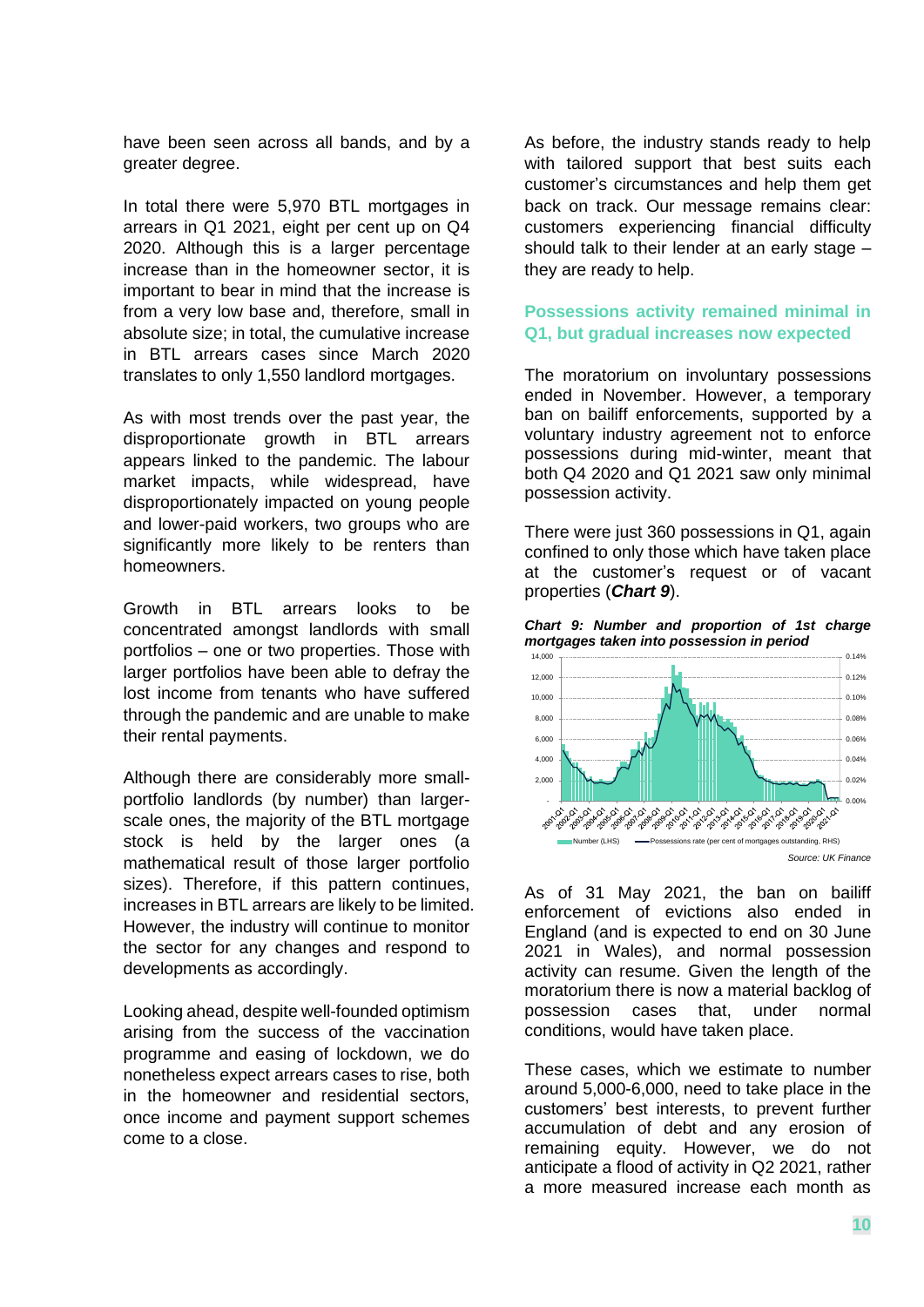have been seen across all bands, and by a greater degree.

In total there were 5,970 BTL mortgages in arrears in Q1 2021, eight per cent up on Q4 2020. Although this is a larger percentage increase than in the homeowner sector, it is important to bear in mind that the increase is from a very low base and, therefore, small in absolute size; in total, the cumulative increase in BTL arrears cases since March 2020 translates to only 1,550 landlord mortgages.

As with most trends over the past year, the disproportionate growth in BTL arrears appears linked to the pandemic. The labour market impacts, while widespread, have disproportionately impacted on young people and lower-paid workers, two groups who are significantly more likely to be renters than homeowners.

Growth in BTL arrears looks to be concentrated amongst landlords with small portfolios – one or two properties. Those with larger portfolios have been able to defray the lost income from tenants who have suffered through the pandemic and are unable to make their rental payments.

Although there are considerably more small-portfolio landlords (by number) than larger-scale ones, the majority of the BTL mortgage stock is held by the larger ones (a mathematical result of those larger portfolio sizes). Therefore, if this pattern continues, increases in BTL arrears are likely to be limited. However, the industry will continue to monitor the sector for any changes and respond to developments as accordingly.

Looking ahead, despite well-founded optimism arising from the success of the vaccination programme and easing of lockdown, we do nonetheless expect arrears cases to rise, both in the homeowner and residential sectors, once income and payment support schemes come to a close.

As before, the industry stands ready to help with tailored support that best suits each customer's circumstances and help them get back on track. Our message remains clear: customers experiencing financial difficulty should talk to their lender at an early stage – they are ready to help.

## Possessions activity remained minimal in Q1, but gradual increases now expected

The moratorium on involuntary possessions ended in November. However, a temporary ban on bailiff enforcements, supported by a voluntary industry agreement not to enforce possessions during mid-winter, meant that both Q4 2020 and Q1 2021 saw only minimal possession activity.

There were just 360 possessions in Q1, again confined to only those which have taken place at the customer's request or of vacant properties (***Chart 9***).

***Chart 9: Number and proportion of 1st charge mortgages taken into possession in period***

*Source: UK Finance*

As of 31 May 2021, the ban on bailiff enforcement of evictions also ended in England (and is expected to end on 30 June 2021 in Wales), and normal possession activity can resume. Given the length of the moratorium there is now a material backlog of possession cases that, under normal conditions, would have taken place.

These cases, which we estimate to number around 5,000-6,000, need to take place in the customers' best interests, to prevent further accumulation of debt and any erosion of remaining equity. However, we do not anticipate a flood of activity in Q2 2021, rather a more measured increase each month as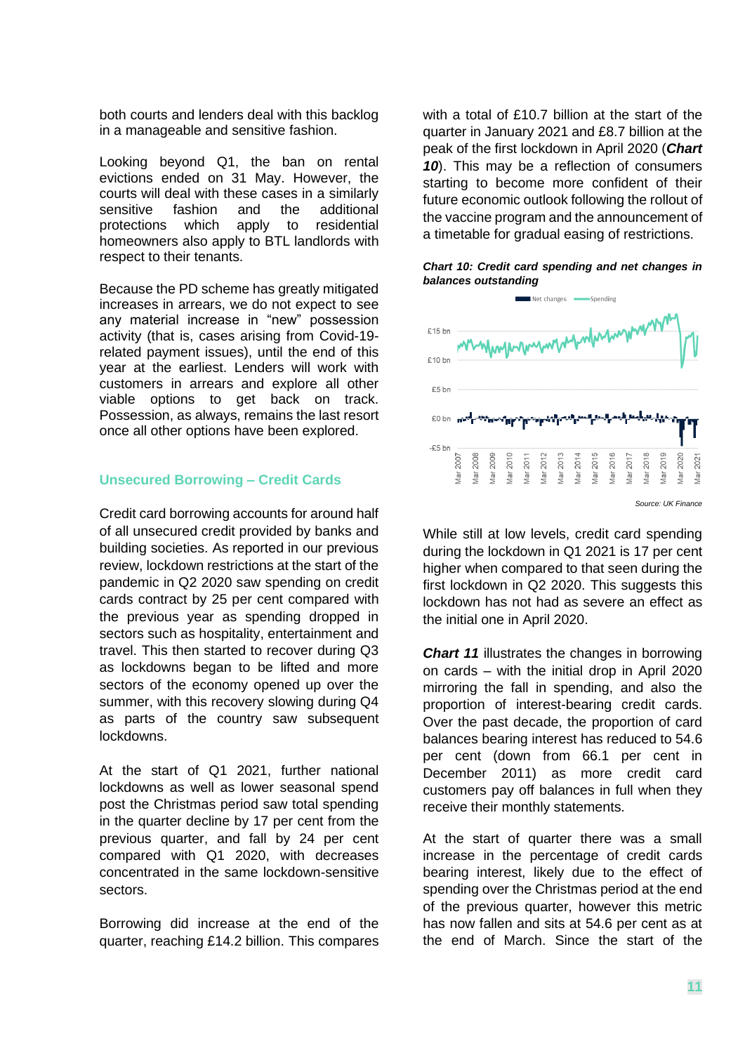both courts and lenders deal with this backlog in a manageable and sensitive fashion.

Looking beyond Q1, the ban on rental evictions ended on 31 May. However, the courts will deal with these cases in a similarly sensitive fashion and the additional protections which apply to residential homeowners also apply to BTL landlords with respect to their tenants.

Because the PD scheme has greatly mitigated increases in arrears, we do not expect to see any material increase in "new" possession activity (that is, cases arising from Covid-19-related payment issues), until the end of this year at the earliest. Lenders will work with customers in arrears and explore all other viable options to get back on track. Possession, as always, remains the last resort once all other options have been explored.

### Unsecured Borrowing – Credit Cards

Credit card borrowing accounts for around half of all unsecured credit provided by banks and building societies. As reported in our previous review, lockdown restrictions at the start of the pandemic in Q2 2020 saw spending on credit cards contract by 25 per cent compared with the previous year as spending dropped in sectors such as hospitality, entertainment and travel. This then started to recover during Q3 as lockdowns began to be lifted and more sectors of the economy opened up over the summer, with this recovery slowing during Q4 as parts of the country saw subsequent lockdowns.

At the start of Q1 2021, further national lockdowns as well as lower seasonal spend post the Christmas period saw total spending in the quarter decline by 17 per cent from the previous quarter, and fall by 24 per cent compared with Q1 2020, with decreases concentrated in the same lockdown-sensitive sectors.

Borrowing did increase at the end of the quarter, reaching £14.2 billion. This compares with a total of £10.7 billion at the start of the quarter in January 2021 and £8.7 billion at the peak of the first lockdown in April 2020 (***Chart 10***). This may be a reflection of consumers starting to become more confident of their future economic outlook following the rollout of the vaccine program and the announcement of a timetable for gradual easing of restrictions.

***Chart 10: Credit card spending and net changes in balances outstanding***

Source: UK Finance

While still at low levels, credit card spending during the lockdown in Q1 2021 is 17 per cent higher when compared to that seen during the first lockdown in Q2 2020. This suggests this lockdown has not had as severe an effect as the initial one in April 2020.

***Chart 11*** illustrates the changes in borrowing on cards – with the initial drop in April 2020 mirroring the fall in spending, and also the proportion of interest-bearing credit cards. Over the past decade, the proportion of card balances bearing interest has reduced to 54.6 per cent (down from 66.1 per cent in December 2011) as more credit card customers pay off balances in full when they receive their monthly statements.

At the start of quarter there was a small increase in the percentage of credit cards bearing interest, likely due to the effect of spending over the Christmas period at the end of the previous quarter, however this metric has now fallen and sits at 54.6 per cent as at the end of March. Since the start of the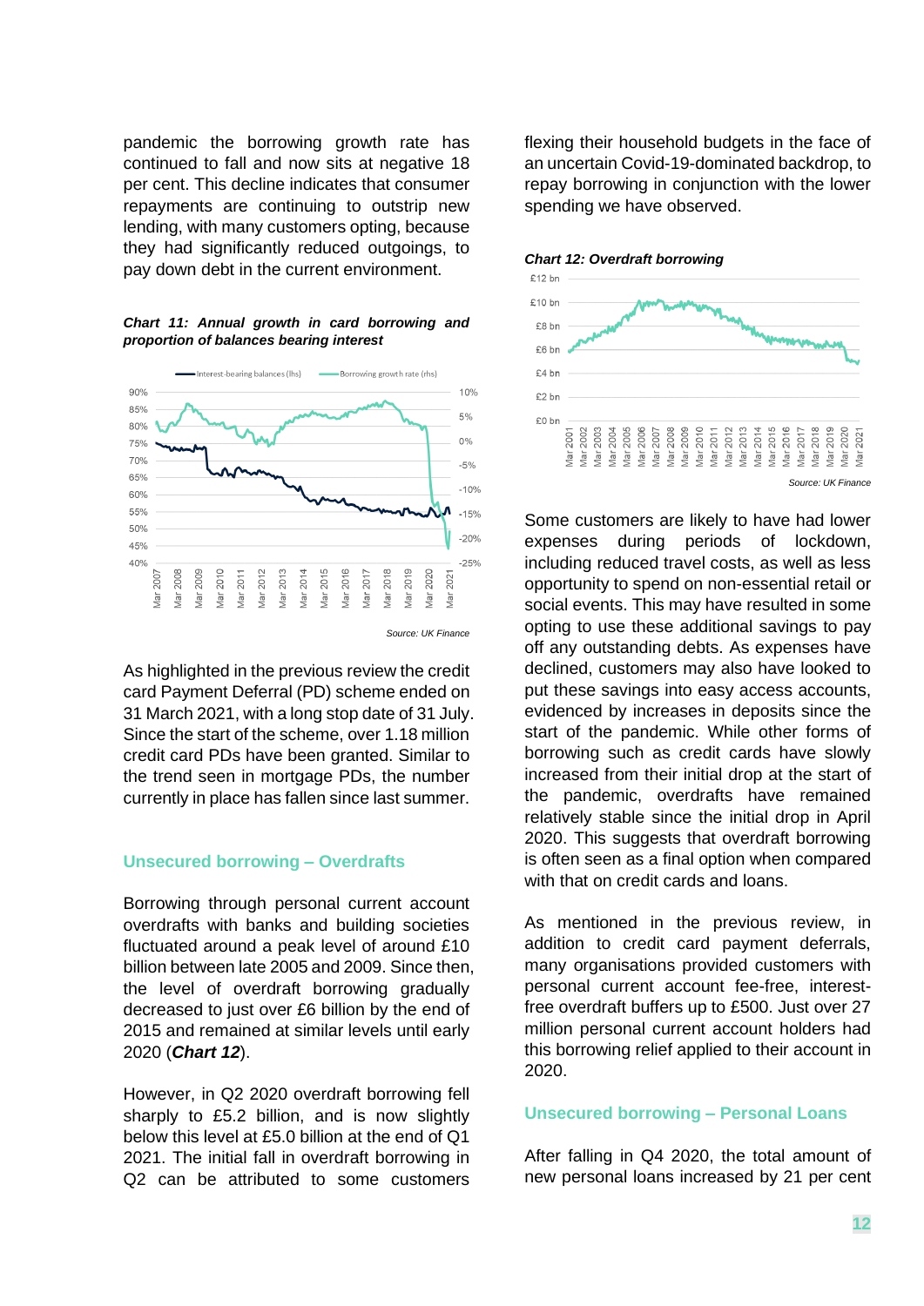pandemic the borrowing growth rate has continued to fall and now sits at negative 18 per cent. This decline indicates that consumer repayments are continuing to outstrip new lending, with many customers opting, because they had significantly reduced outgoings, to pay down debt in the current environment.

***Chart 11: Annual growth in card borrowing and proportion of balances bearing interest***

*Source: UK Finance*

As highlighted in the previous review the credit card Payment Deferral (PD) scheme ended on 31 March 2021, with a long stop date of 31 July. Since the start of the scheme, over 1.18 million credit card PDs have been granted. Similar to the trend seen in mortgage PDs, the number currently in place has fallen since last summer.

## Unsecured borrowing – Overdrafts

Borrowing through personal current account overdrafts with banks and building societies fluctuated around a peak level of around £10 billion between late 2005 and 2009. Since then, the level of overdraft borrowing gradually decreased to just over £6 billion by the end of 2015 and remained at similar levels until early 2020 (***Chart 12***).

However, in Q2 2020 overdraft borrowing fell sharply to £5.2 billion, and is now slightly below this level at £5.0 billion at the end of Q1 2021. The initial fall in overdraft borrowing in Q2 can be attributed to some customers flexing their household budgets in the face of an uncertain Covid-19-dominated backdrop, to repay borrowing in conjunction with the lower spending we have observed.

***Chart 12: Overdraft borrowing***

*Source: UK Finance*

Some customers are likely to have had lower expenses during periods of lockdown, including reduced travel costs, as well as less opportunity to spend on non-essential retail or social events. This may have resulted in some opting to use these additional savings to pay off any outstanding debts. As expenses have declined, customers may also have looked to put these savings into easy access accounts, evidenced by increases in deposits since the start of the pandemic. While other forms of borrowing such as credit cards have slowly increased from their initial drop at the start of the pandemic, overdrafts have remained relatively stable since the initial drop in April 2020. This suggests that overdraft borrowing is often seen as a final option when compared with that on credit cards and loans.

As mentioned in the previous review, in addition to credit card payment deferrals, many organisations provided customers with personal current account fee-free, interest-free overdraft buffers up to £500. Just over 27 million personal current account holders had this borrowing relief applied to their account in 2020.

## Unsecured borrowing – Personal Loans

After falling in Q4 2020, the total amount of new personal loans increased by 21 per cent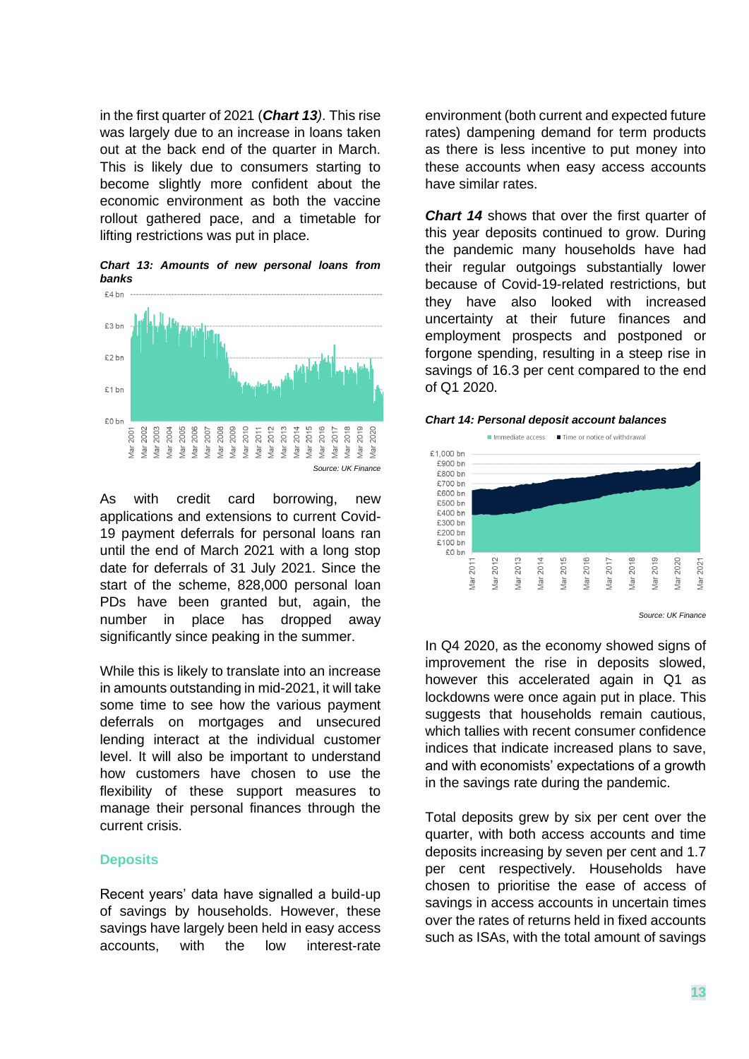in the first quarter of 2021 (***Chart 13***). This rise was largely due to an increase in loans taken out at the back end of the quarter in March. This is likely due to consumers starting to become slightly more confident about the economic environment as both the vaccine rollout gathered pace, and a timetable for lifting restrictions was put in place.

***Chart 13: Amounts of new personal loans from banks***

*Source: UK Finance*

As with credit card borrowing, new applications and extensions to current Covid-19 payment deferrals for personal loans ran until the end of March 2021 with a long stop date for deferrals of 31 July 2021. Since the start of the scheme, 828,000 personal loan PDs have been granted but, again, the number in place has dropped away significantly since peaking in the summer.

While this is likely to translate into an increase in amounts outstanding in mid-2021, it will take some time to see how the various payment deferrals on mortgages and unsecured lending interact at the individual customer level. It will also be important to understand how customers have chosen to use the flexibility of these support measures to manage their personal finances through the current crisis.

## Deposits

Recent years' data have signalled a build-up of savings by households. However, these savings have largely been held in easy access accounts, with the low interest-rate environment (both current and expected future rates) dampening demand for term products as there is less incentive to put money into these accounts when easy access accounts have similar rates.

***Chart 14*** shows that over the first quarter of this year deposits continued to grow. During the pandemic many households have had their regular outgoings substantially lower because of Covid-19-related restrictions, but they have also looked with increased uncertainty at their future finances and employment prospects and postponed or forgone spending, resulting in a steep rise in savings of 16.3 per cent compared to the end of Q1 2020.

***Chart 14: Personal deposit account balances***

*Source: UK Finance*

In Q4 2020, as the economy showed signs of improvement the rise in deposits slowed, however this accelerated again in Q1 as lockdowns were once again put in place. This suggests that households remain cautious, which tallies with recent consumer confidence indices that indicate increased plans to save, and with economists' expectations of a growth in the savings rate during the pandemic.

Total deposits grew by six per cent over the quarter, with both access accounts and time deposits increasing by seven per cent and 1.7 per cent respectively. Households have chosen to prioritise the ease of access of savings in access accounts in uncertain times over the rates of returns held in fixed accounts such as ISAs, with the total amount of savings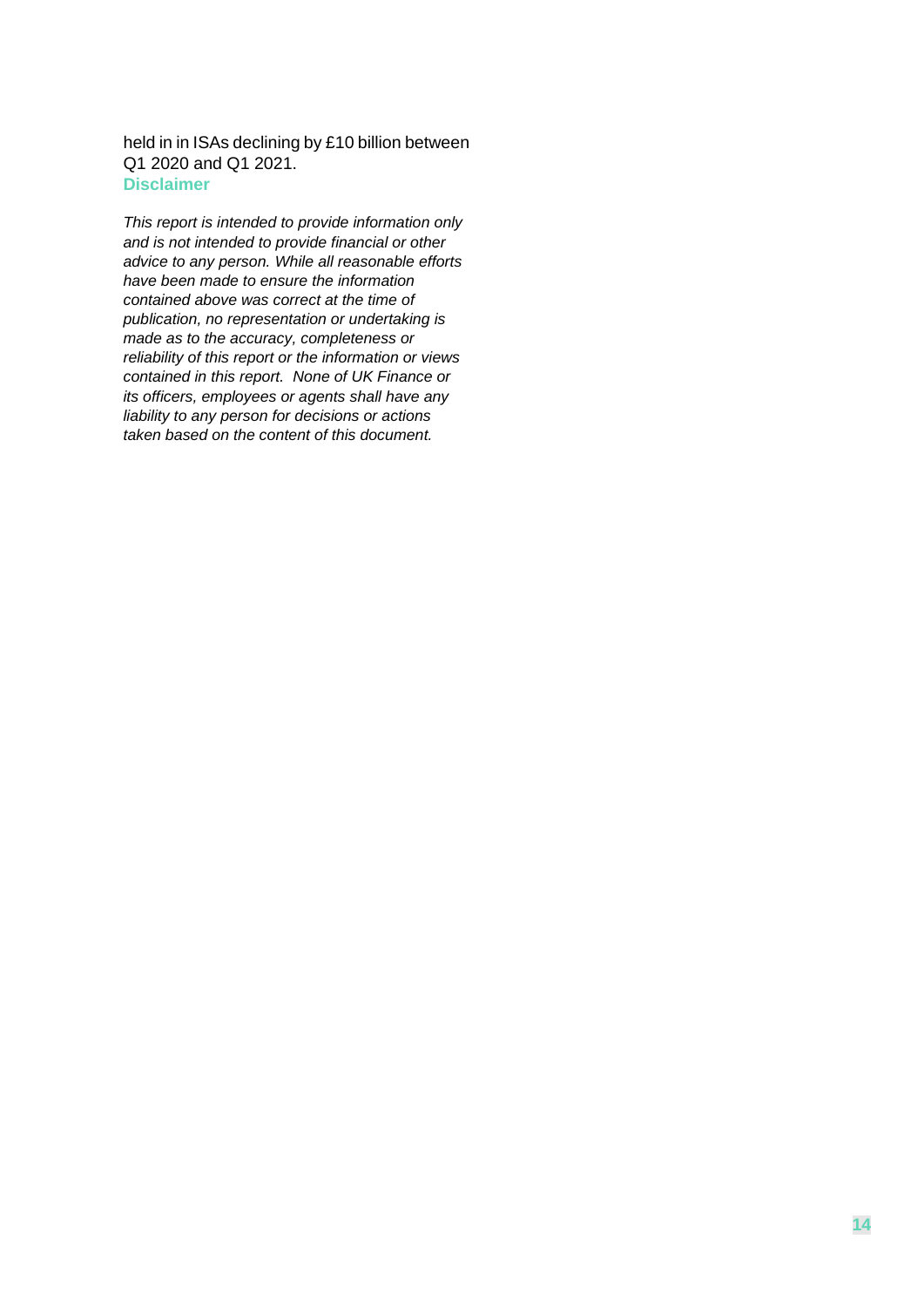held in in ISAs declining by £10 billion between Q1 2020 and Q1 2021.

## Disclaimer

*This report is intended to provide information only and is not intended to provide financial or other advice to any person. While all reasonable efforts have been made to ensure the information contained above was correct at the time of publication, no representation or undertaking is made as to the accuracy, completeness or reliability of this report or the information or views contained in this report. None of UK Finance or its officers, employees or agents shall have any liability to any person for decisions or actions taken based on the content of this document.*